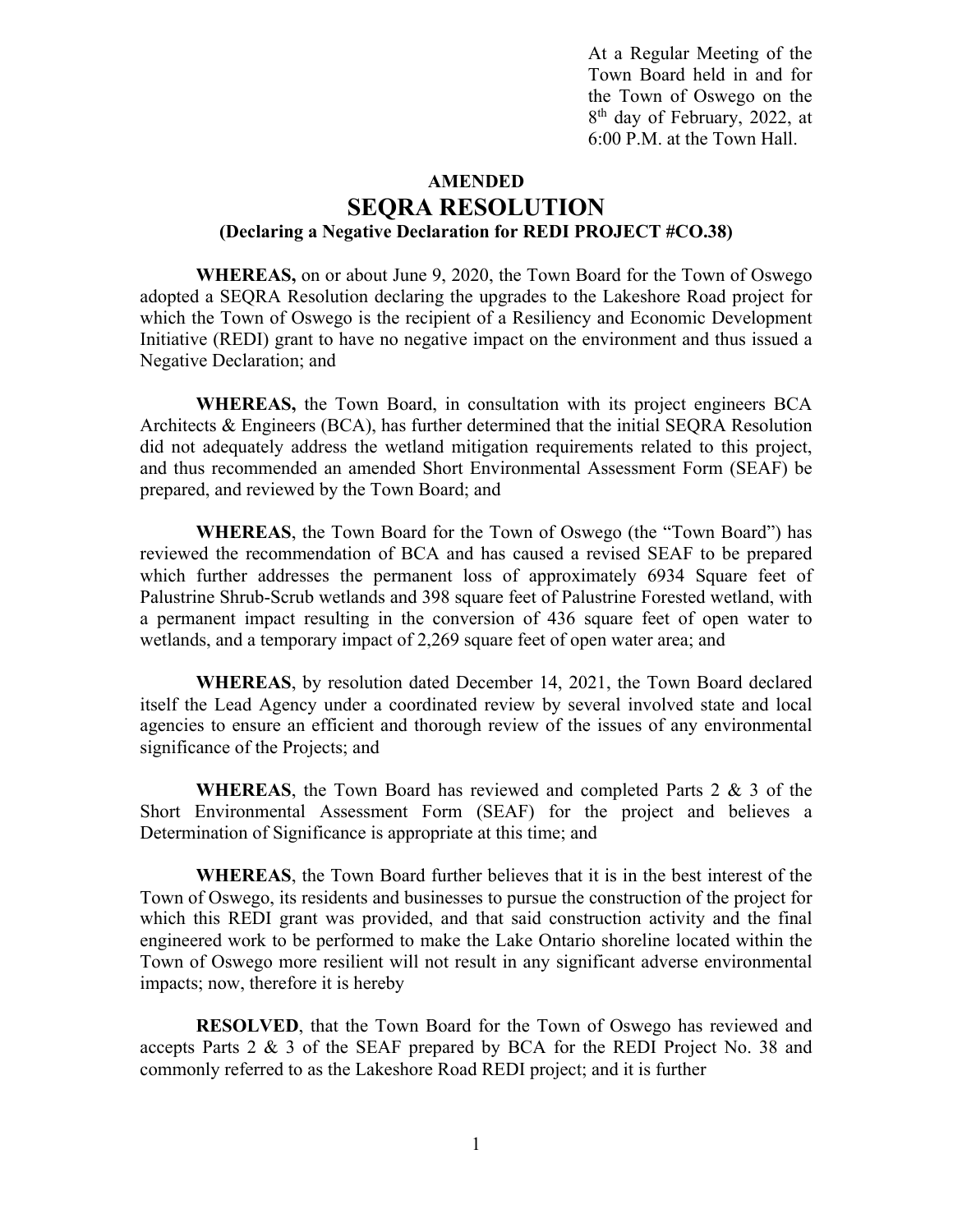At a Regular Meeting of the Town Board held in and for the Town of Oswego on the 8th day of February, 2022, at 6:00 P.M. at the Town Hall.

**AMENDED**

# SEQRA RESOLUTION

**(Declaring a Negative Declaration for REDI PROJECT #CO.38)**

**WHEREAS,** on or about June 9, 2020, the Town Board for the Town of Oswego adopted a SEQRA Resolution declaring the upgrades to the Lakeshore Road project for which the Town of Oswego is the recipient of a Resiliency and Economic Development Initiative (REDI) grant to have no negative impact on the environment and thus issued a Negative Declaration; and

**WHEREAS,** the Town Board, in consultation with its project engineers BCA Architects & Engineers (BCA), has further determined that the initial SEQRA Resolution did not adequately address the wetland mitigation requirements related to this project, and thus recommended an amended Short Environmental Assessment Form (SEAF) be prepared, and reviewed by the Town Board; and

**WHEREAS**, the Town Board for the Town of Oswego (the "Town Board") has reviewed the recommendation of BCA and has caused a revised SEAF to be prepared which further addresses the permanent loss of approximately 6934 Square feet of Palustrine Shrub-Scrub wetlands and 398 square feet of Palustrine Forested wetland, with a permanent impact resulting in the conversion of 436 square feet of open water to wetlands, and a temporary impact of 2,269 square feet of open water area; and

**WHEREAS**, by resolution dated December 14, 2021, the Town Board declared itself the Lead Agency under a coordinated review by several involved state and local agencies to ensure an efficient and thorough review of the issues of any environmental significance of the Projects; and

**WHEREAS**, the Town Board has reviewed and completed Parts 2 & 3 of the Short Environmental Assessment Form (SEAF) for the project and believes a Determination of Significance is appropriate at this time; and

**WHEREAS**, the Town Board further believes that it is in the best interest of the Town of Oswego, its residents and businesses to pursue the construction of the project for which this REDI grant was provided, and that said construction activity and the final engineered work to be performed to make the Lake Ontario shoreline located within the Town of Oswego more resilient will not result in any significant adverse environmental impacts; now, therefore it is hereby

**RESOLVED**, that the Town Board for the Town of Oswego has reviewed and accepts Parts 2 & 3 of the SEAF prepared by BCA for the REDI Project No. 38 and commonly referred to as the Lakeshore Road REDI project; and it is further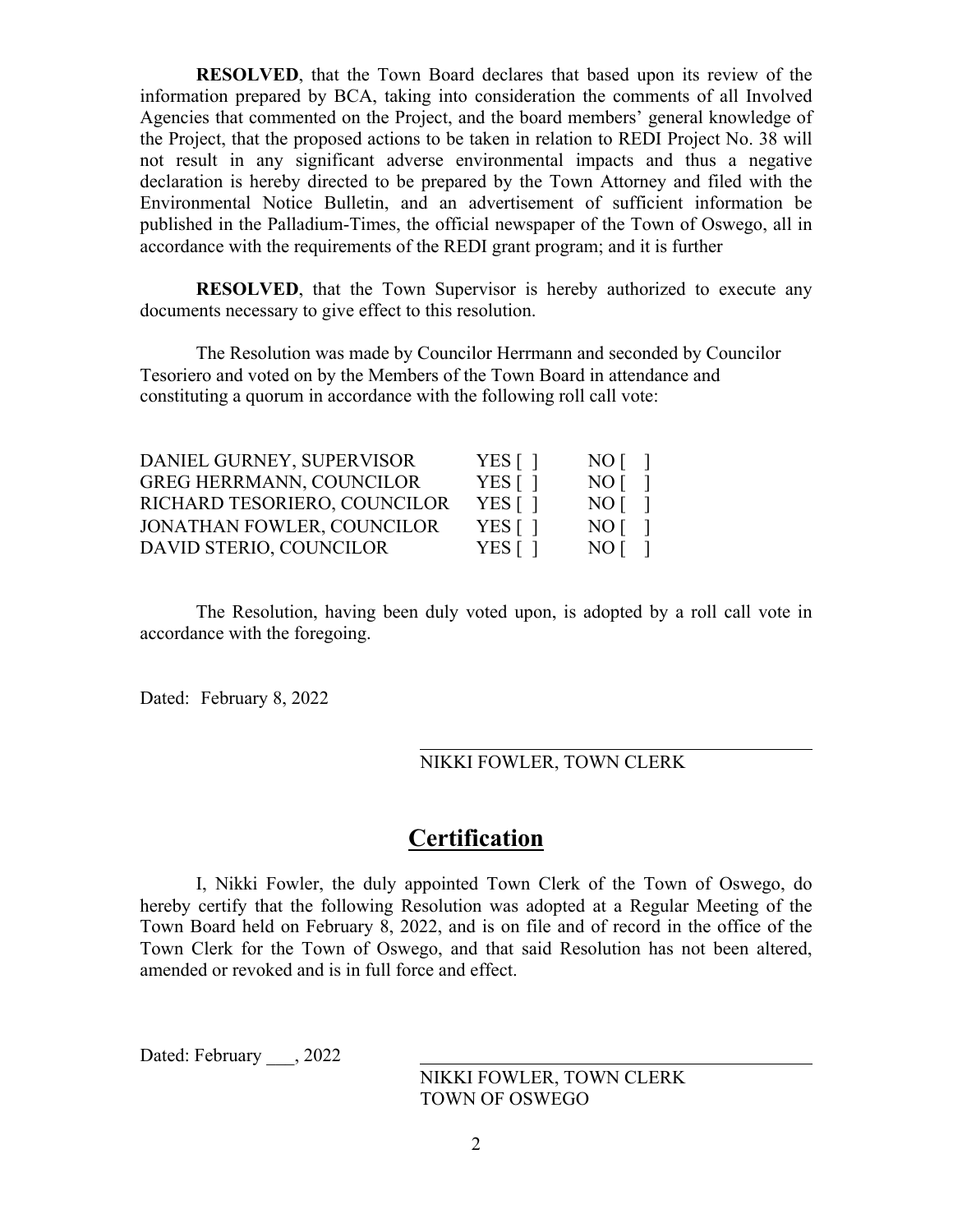**RESOLVED**, that the Town Board declares that based upon its review of the information prepared by BCA, taking into consideration the comments of all Involved Agencies that commented on the Project, and the board members' general knowledge of the Project, that the proposed actions to be taken in relation to REDI Project No. 38 will not result in any significant adverse environmental impacts and thus a negative declaration is hereby directed to be prepared by the Town Attorney and filed with the Environmental Notice Bulletin, and an advertisement of sufficient information be published in the Palladium-Times, the official newspaper of the Town of Oswego, all in accordance with the requirements of the REDI grant program; and it is further

**RESOLVED**, that the Town Supervisor is hereby authorized to execute any documents necessary to give effect to this resolution.

The Resolution was made by Councilor Herrmann and seconded by Councilor Tesoriero and voted on by the Members of the Town Board in attendance and constituting a quorum in accordance with the following roll call vote:

| | | |
|---|---|---|
| DANIEL GURNEY, SUPERVISOR | YES [ ] | NO [ ] |
| GREG HERRMANN, COUNCILOR | YES [ ] | NO [ ] |
| RICHARD TESORIERO, COUNCILOR | YES [ ] | NO [ ] |
| JONATHAN FOWLER, COUNCILOR | YES [ ] | NO [ ] |
| DAVID STERIO, COUNCILOR | YES [ ] | NO [ ] |

The Resolution, having been duly voted upon, is adopted by a roll call vote in accordance with the foregoing.

Dated: February 8, 2022

NIKKI FOWLER, TOWN CLERK

## Certification

I, Nikki Fowler, the duly appointed Town Clerk of the Town of Oswego, do hereby certify that the following Resolution was adopted at a Regular Meeting of the Town Board held on February 8, 2022, and is on file and of record in the office of the Town Clerk for the Town of Oswego, and that said Resolution has not been altered, amended or revoked and is in full force and effect.

Dated: February ___, 2022

NIKKI FOWLER, TOWN CLERK
TOWN OF OSWEGO